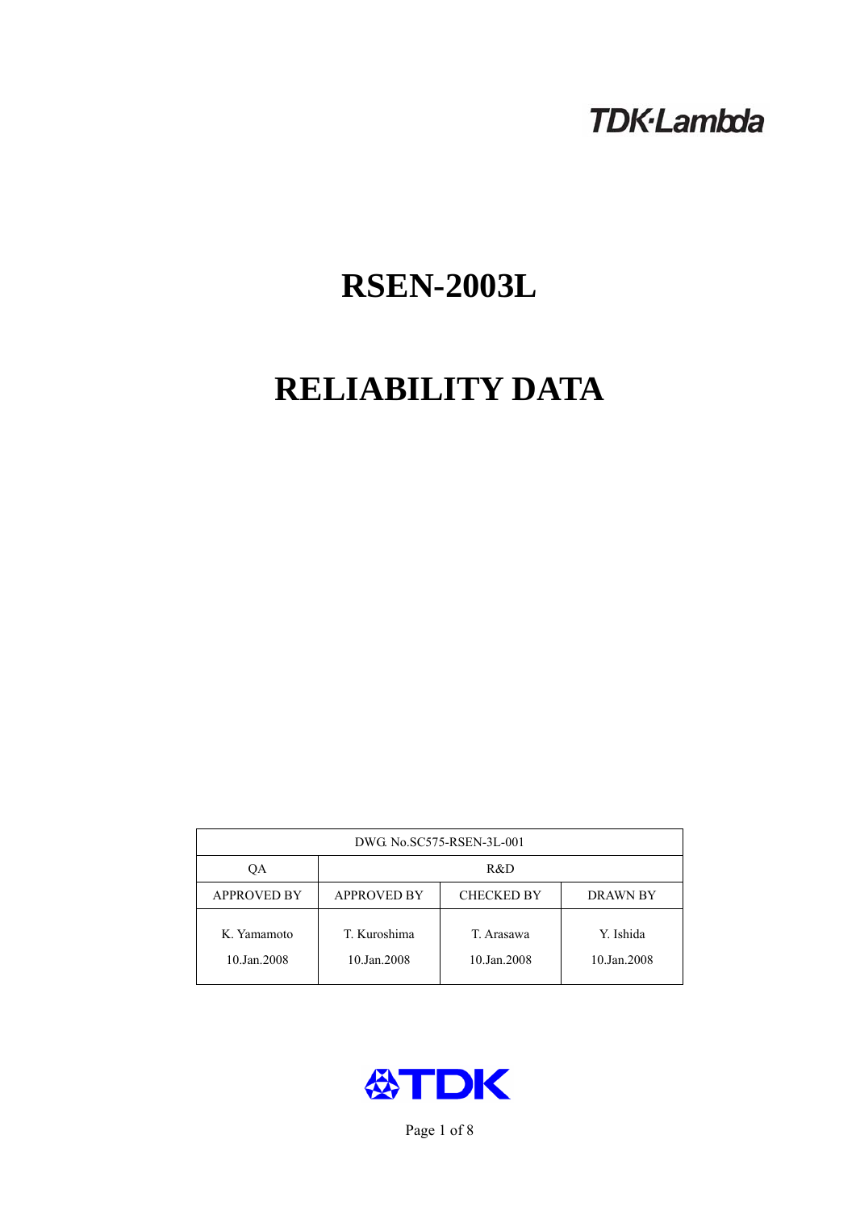TDK·Lambda

# RSEN-2003L

# RELIABILITY DATA

| DWG. No.SC575-RSEN-3L-001 | | | |
|---|---|---|---|
| QA | R&D | | |
| APPROVED BY | APPROVED BY | CHECKED BY | DRAWN BY |
| K. Yamamoto<br>10.Jan.2008 | T. Kuroshima<br>10.Jan.2008 | T. Arasawa<br>10.Jan.2008 | Y. Ishida<br>10.Jan.2008 |

TDK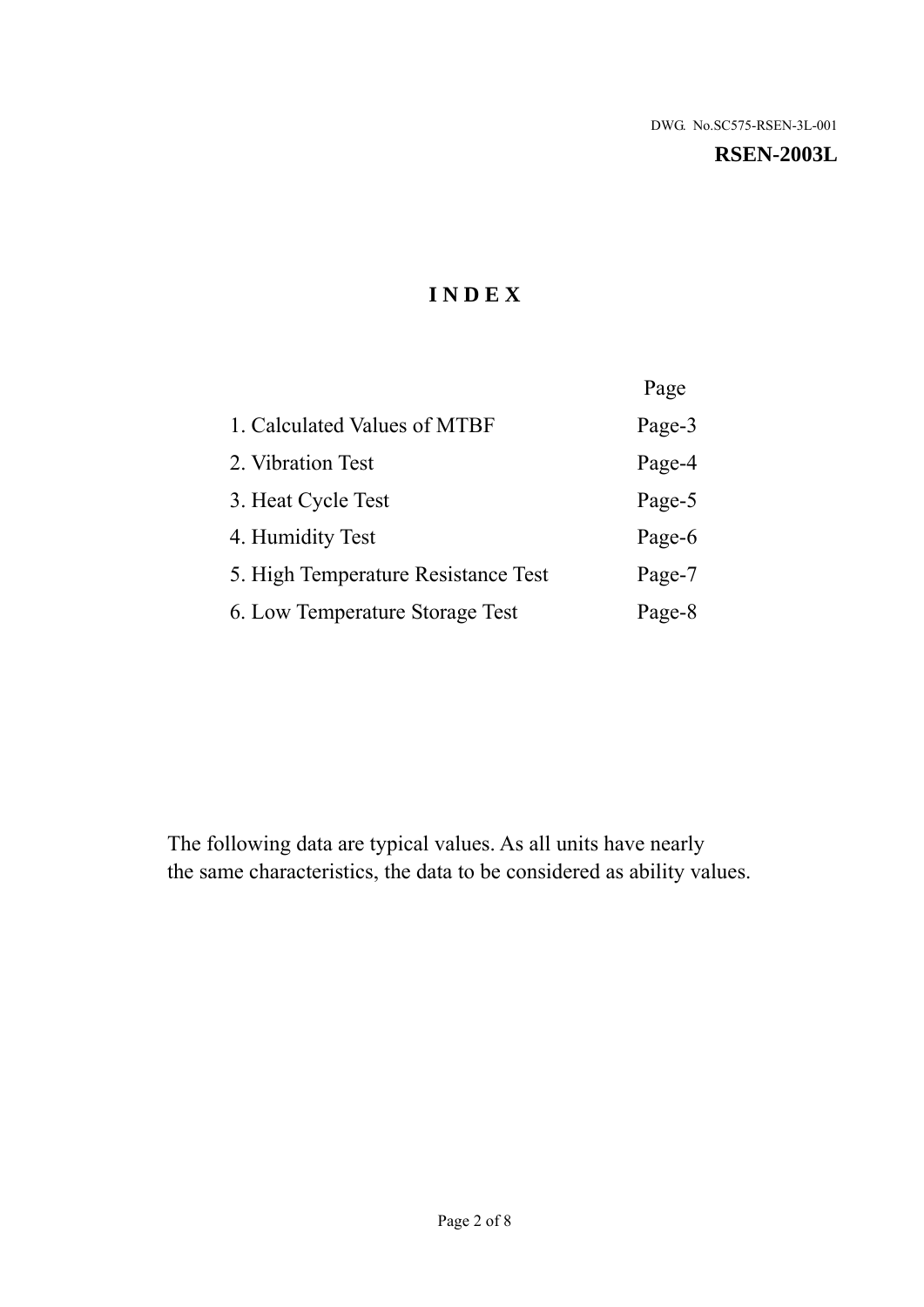DWG. No.SC575-RSEN-3L-001

**RSEN-2003L**

# INDEX

| | Page |
|---|---|
| 1. Calculated Values of MTBF | Page-3 |
| 2. Vibration Test | Page-4 |
| 3. Heat Cycle Test | Page-5 |
| 4. Humidity Test | Page-6 |
| 5. High Temperature Resistance Test | Page-7 |
| 6. Low Temperature Storage Test | Page-8 |

The following data are typical values. As all units have nearly the same characteristics, the data to be considered as ability values.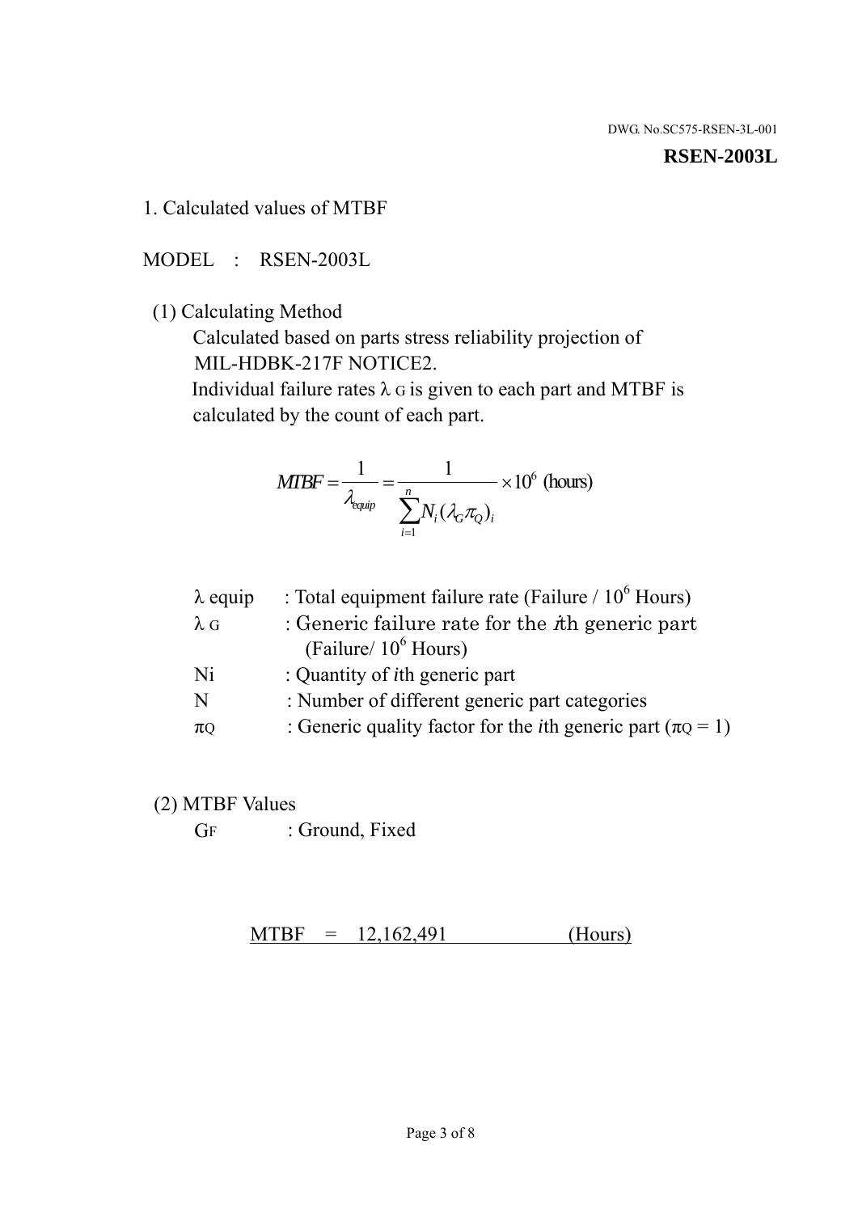DWG. No.SC575-RSEN-3L-001

**RSEN-2003L**

## 1. Calculated values of MTBF

MODEL : RSEN-2003L

(1) Calculating Method

Calculated based on parts stress reliability projection of MIL-HDBK-217F NOTICE2.

Individual failure rates $\lambda_G$ is given to each part and MTBF is calculated by the count of each part.

$$MTBF = \frac{1}{\lambda_{equip}} = \frac{1}{\sum_{i=1}^{n} N_i (\lambda_G \pi_Q)_i} \times 10^6 \text{ (hours)}$$

| | |
|---|---|
| $\lambda$ equip | : Total equipment failure rate (Failure / $10^6$ Hours) |
| $\lambda_G$ | : Generic failure rate for the $i$th generic part (Failure/ $10^6$ Hours) |
| Ni | : Quantity of $i$th generic part |
| N | : Number of different generic part categories |
| $\pi_Q$ | : Generic quality factor for the $i$th generic part ($\pi_Q = 1$) |

(2) MTBF Values

$G_F$ : Ground, Fixed

MTBF = 12,162,491 (Hours)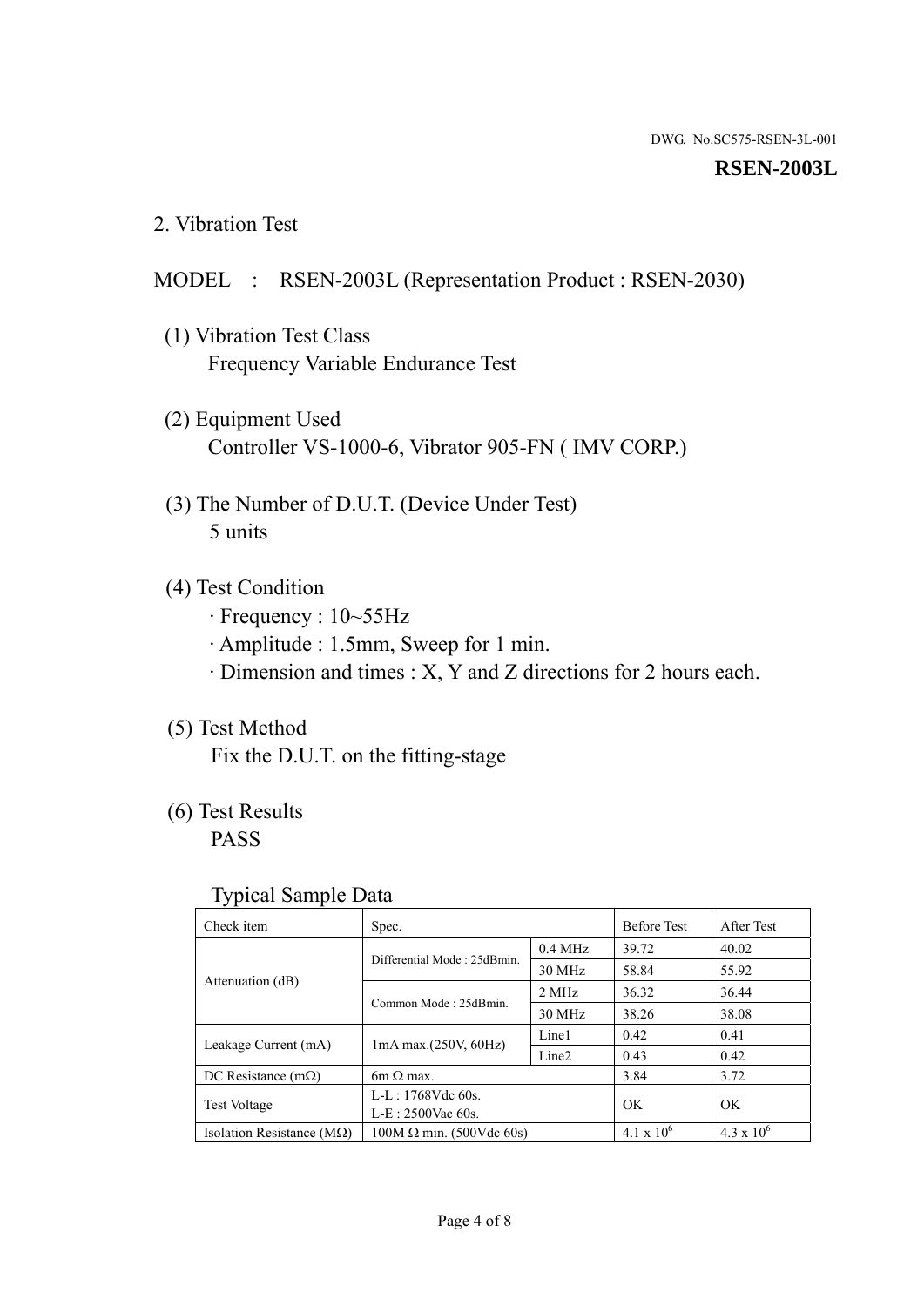DWG. No.SC575-RSEN-3L-001

**RSEN-2003L**

## 2. Vibration Test

MODEL : RSEN-2003L (Representation Product : RSEN-2030)

(1) Vibration Test Class
Frequency Variable Endurance Test

(2) Equipment Used
Controller VS-1000-6, Vibrator 905-FN ( IMV CORP.)

(3) The Number of D.U.T. (Device Under Test)
5 units

(4) Test Condition
· Frequency : 10~55Hz
· Amplitude : 1.5mm, Sweep for 1 min.
· Dimension and times : X, Y and Z directions for 2 hours each.

(5) Test Method
Fix the D.U.T. on the fitting-stage

(6) Test Results
PASS

Typical Sample Data

| Check item | Spec. | | Before Test | After Test |
|---|---|---|---|---|
| Attenuation (dB) | Differential Mode : 25dBmin. | 0.4 MHz | 39.72 | 40.02 |
| | | 30 MHz | 58.84 | 55.92 |
| | Common Mode : 25dBmin. | 2 MHz | 36.32 | 36.44 |
| | | 30 MHz | 38.26 | 38.08 |
| Leakage Current (mA) | 1mA max.(250V, 60Hz) | Line1 | 0.42 | 0.41 |
| | | Line2 | 0.43 | 0.42 |
| DC Resistance (mΩ) | 6m Ω max. | | 3.84 | 3.72 |
| Test Voltage | L-L : 1768Vdc 60s.<br>L-E : 2500Vac 60s. | | OK | OK |
| Isolation Resistance (MΩ) | 100M Ω min. (500Vdc 60s) | | $4.1 \times 10^6$ | $4.3 \times 10^6$ |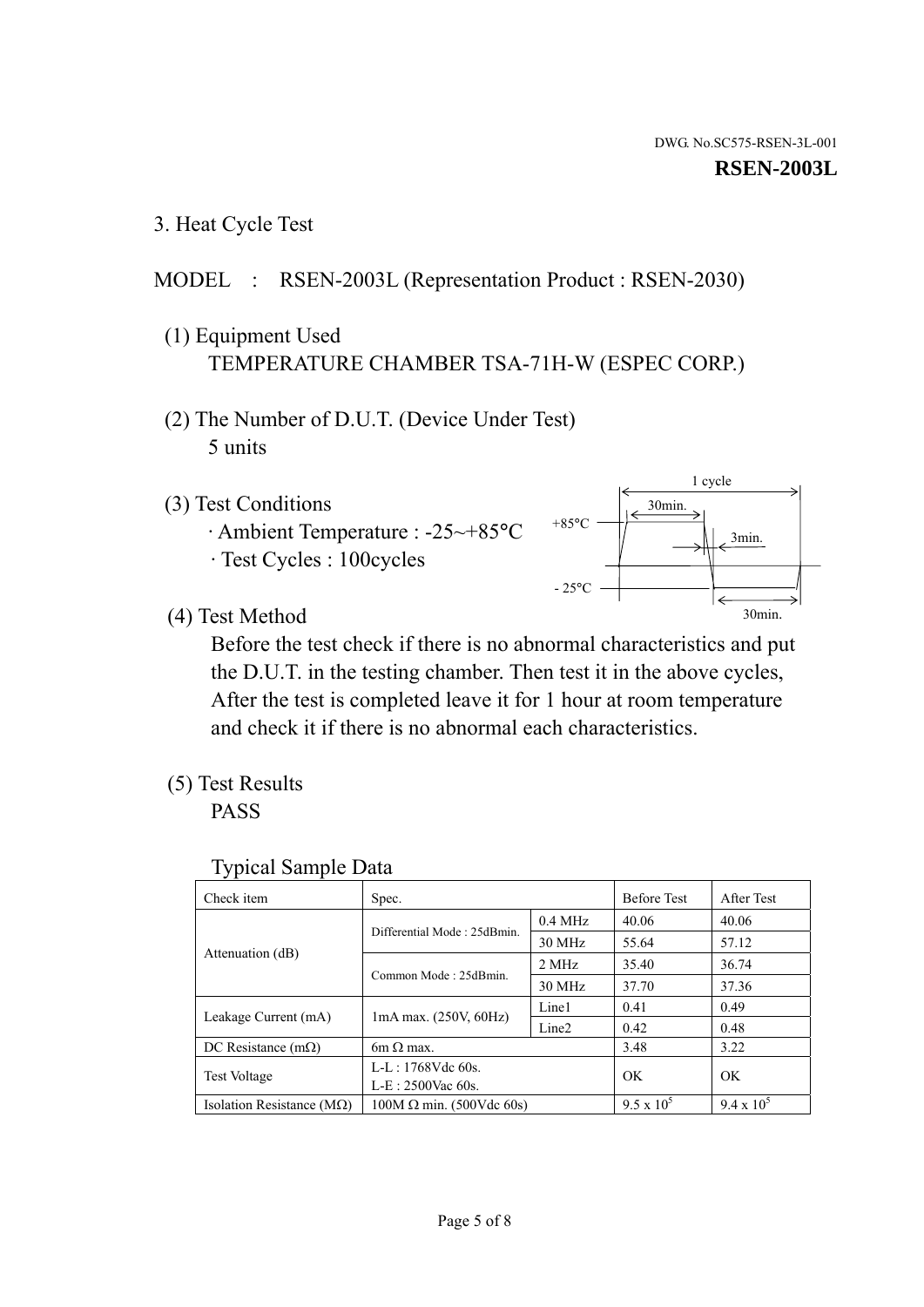DWG. No.SC575-RSEN-3L-001

**RSEN-2003L**

3. Heat Cycle Test

MODEL : RSEN-2003L (Representation Product : RSEN-2030)

(1) Equipment Used
TEMPERATURE CHAMBER TSA-71H-W (ESPEC CORP.)

(2) The Number of D.U.T. (Device Under Test)
5 units

(3) Test Conditions
· Ambient Temperature : -25~+85°C
· Test Cycles : 100cycles

1 cycle
30min.
+85°C
3min.
- 25°C
30min.

(4) Test Method
Before the test check if there is no abnormal characteristics and put the D.U.T. in the testing chamber. Then test it in the above cycles, After the test is completed leave it for 1 hour at room temperature and check it if there is no abnormal each characteristics.

(5) Test Results
PASS

Typical Sample Data

| Check item | Spec. | | Before Test | After Test |
|---|---|---|---|---|
| Attenuation (dB) | Differential Mode : 25dBmin. | 0.4 MHz | 40.06 | 40.06 |
| | | 30 MHz | 55.64 | 57.12 |
| | Common Mode : 25dBmin. | 2 MHz | 35.40 | 36.74 |
| | | 30 MHz | 37.70 | 37.36 |
| Leakage Current (mA) | 1mA max. (250V, 60Hz) | Line1 | 0.41 | 0.49 |
| | | Line2 | 0.42 | 0.48 |
| DC Resistance (mΩ) | 6m Ω max. | | 3.48 | 3.22 |
| Test Voltage | L-L : 1768Vdc 60s.<br>L-E : 2500Vac 60s. | | OK | OK |
| Isolation Resistance (MΩ) | 100M Ω min. (500Vdc 60s) | | $9.5 \times 10^5$ | $9.4 \times 10^5$ |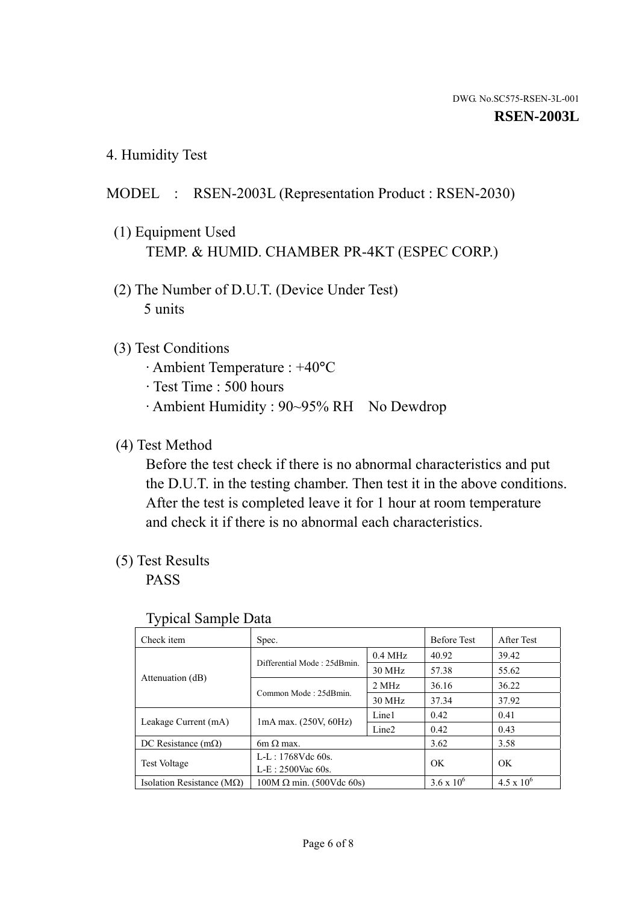DWG. No.SC575-RSEN-3L-001

**RSEN-2003L**

## 4. Humidity Test

MODEL : RSEN-2003L (Representation Product : RSEN-2030)

(1) Equipment Used
TEMP. & HUMID. CHAMBER PR-4KT (ESPEC CORP.)

(2) The Number of D.U.T. (Device Under Test)
5 units

(3) Test Conditions
· Ambient Temperature : +40°C
· Test Time : 500 hours
· Ambient Humidity : 90~95% RH No Dewdrop

(4) Test Method
Before the test check if there is no abnormal characteristics and put the D.U.T. in the testing chamber. Then test it in the above conditions. After the test is completed leave it for 1 hour at room temperature and check it if there is no abnormal each characteristics.

(5) Test Results
PASS

Typical Sample Data

| Check item | Spec. | | Before Test | After Test |
|---|---|---|---|---|
| Attenuation (dB) | Differential Mode : 25dBmin. | 0.4 MHz | 40.92 | 39.42 |
| | | 30 MHz | 57.38 | 55.62 |
| | Common Mode : 25dBmin. | 2 MHz | 36.16 | 36.22 |
| | | 30 MHz | 37.34 | 37.92 |
| Leakage Current (mA) | 1mA max. (250V, 60Hz) | Line1 | 0.42 | 0.41 |
| | | Line2 | 0.42 | 0.43 |
| DC Resistance (mΩ) | 6m Ω max. | | 3.62 | 3.58 |
| Test Voltage | L-L : 1768Vdc 60s.<br>L-E : 2500Vac 60s. | | OK | OK |
| Isolation Resistance (MΩ) | 100M Ω min. (500Vdc 60s) | | $3.6 \times 10^6$ | $4.5 \times 10^6$ |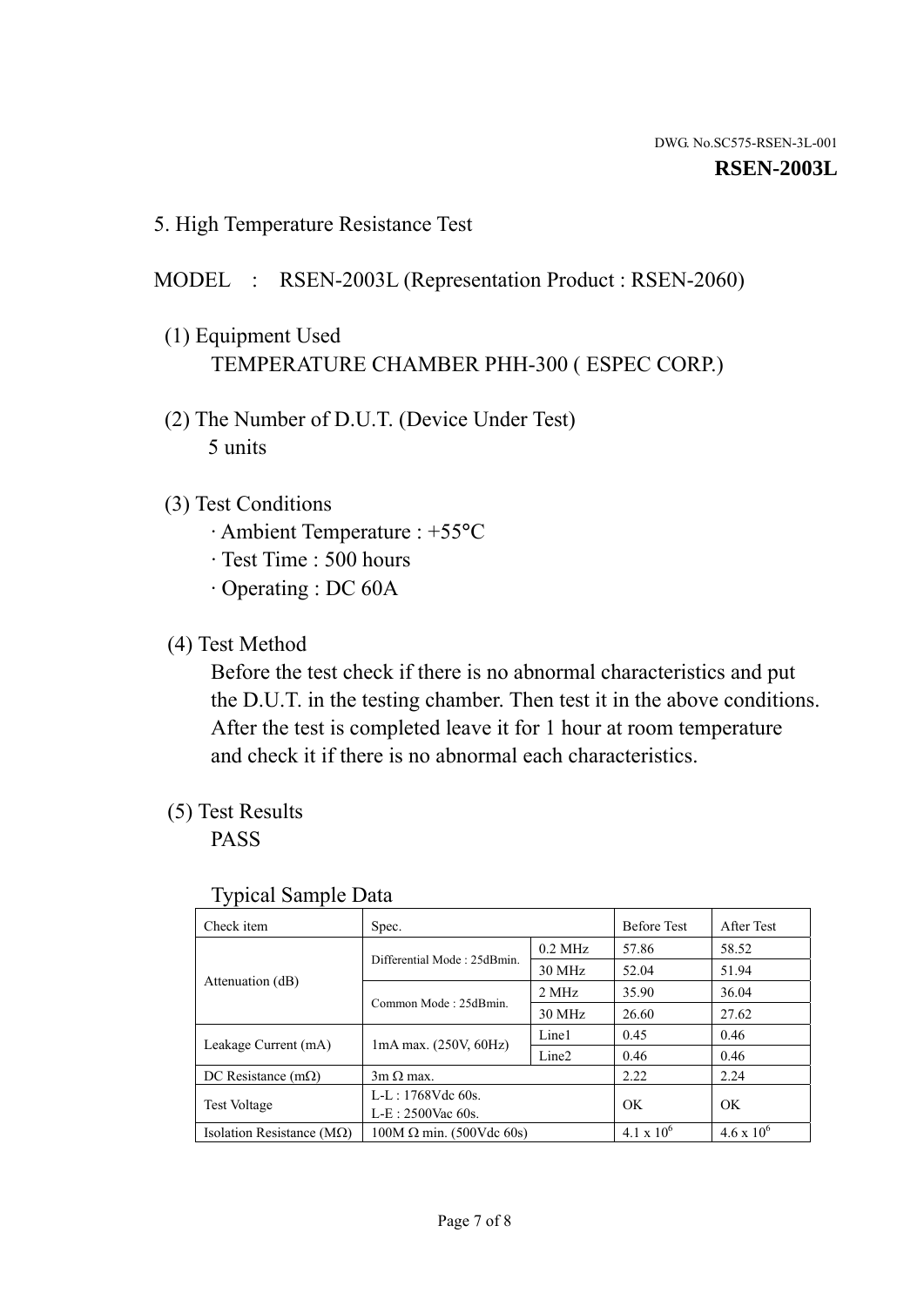DWG. No.SC575-RSEN-3L-001

**RSEN-2003L**

## 5. High Temperature Resistance Test

MODEL : RSEN-2003L (Representation Product : RSEN-2060)

(1) Equipment Used
TEMPERATURE CHAMBER PHH-300 ( ESPEC CORP.)

(2) The Number of D.U.T. (Device Under Test)
5 units

(3) Test Conditions
· Ambient Temperature : +55°C
· Test Time : 500 hours
· Operating : DC 60A

(4) Test Method
Before the test check if there is no abnormal characteristics and put the D.U.T. in the testing chamber. Then test it in the above conditions. After the test is completed leave it for 1 hour at room temperature and check it if there is no abnormal each characteristics.

(5) Test Results
PASS

Typical Sample Data

| Check item | Spec. | | Before Test | After Test |
|---|---|---|---|---|
| Attenuation (dB) | Differential Mode : 25dBmin. | 0.2 MHz | 57.86 | 58.52 |
| | | 30 MHz | 52.04 | 51.94 |
| | Common Mode : 25dBmin. | 2 MHz | 35.90 | 36.04 |
| | | 30 MHz | 26.60 | 27.62 |
| Leakage Current (mA) | 1mA max. (250V, 60Hz) | Line1 | 0.45 | 0.46 |
| | | Line2 | 0.46 | 0.46 |
| DC Resistance (mΩ) | 3m Ω max. | | 2.22 | 2.24 |
| Test Voltage | L-L : 1768Vdc 60s.<br>L-E : 2500Vac 60s. | | OK | OK |
| Isolation Resistance (MΩ) | 100M Ω min. (500Vdc 60s) | | $4.1 \times 10^6$ | $4.6 \times 10^6$ |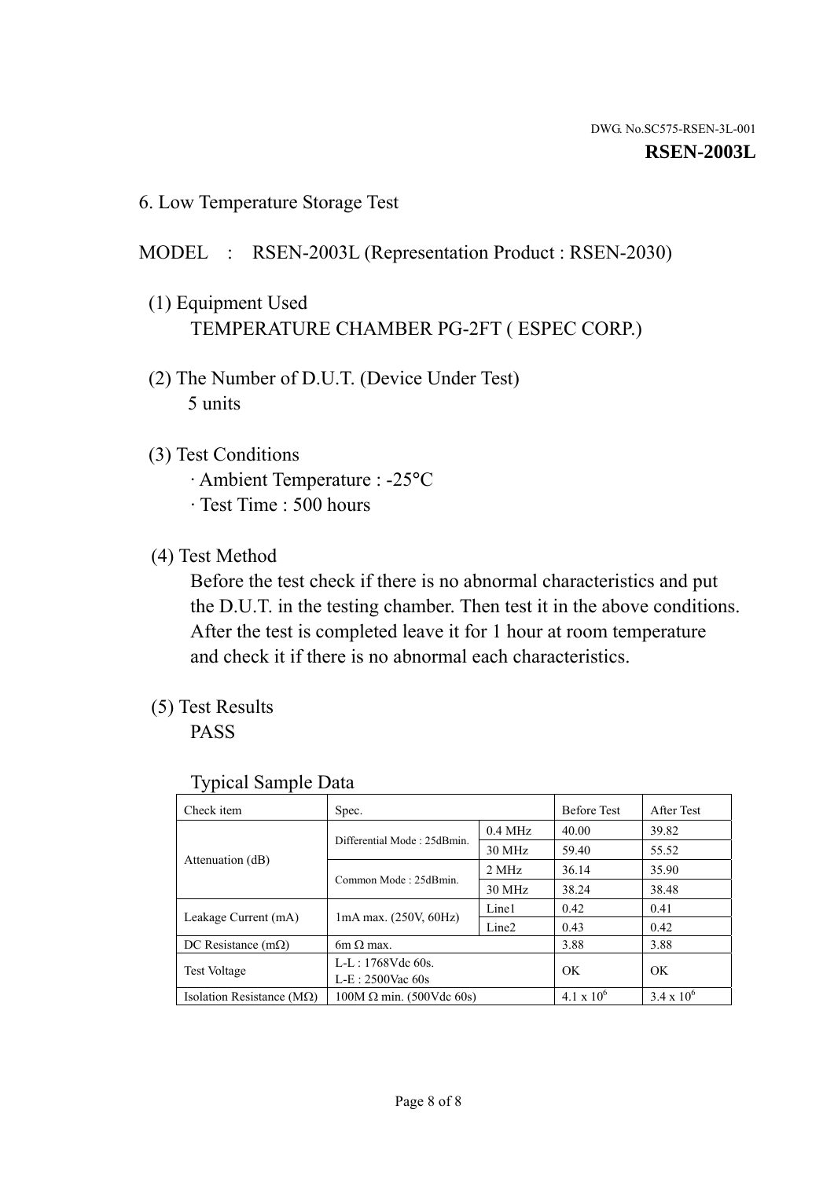DWG. No.SC575-RSEN-3L-001

**RSEN-2003L**

## 6. Low Temperature Storage Test

MODEL : RSEN-2003L (Representation Product : RSEN-2030)

(1) Equipment Used
TEMPERATURE CHAMBER PG-2FT ( ESPEC CORP.)

(2) The Number of D.U.T. (Device Under Test)
5 units

(3) Test Conditions
· Ambient Temperature : -25°C
· Test Time : 500 hours

(4) Test Method
Before the test check if there is no abnormal characteristics and put the D.U.T. in the testing chamber. Then test it in the above conditions. After the test is completed leave it for 1 hour at room temperature and check it if there is no abnormal each characteristics.

(5) Test Results
PASS

Typical Sample Data

| Check item | Spec. | | Before Test | After Test |
|---|---|---|---|---|
| Attenuation (dB) | Differential Mode : 25dBmin. | 0.4 MHz | 40.00 | 39.82 |
| | | 30 MHz | 59.40 | 55.52 |
| | Common Mode : 25dBmin. | 2 MHz | 36.14 | 35.90 |
| | | 30 MHz | 38.24 | 38.48 |
| Leakage Current (mA) | 1mA max. (250V, 60Hz) | Line1 | 0.42 | 0.41 |
| | | Line2 | 0.43 | 0.42 |
| DC Resistance (mΩ) | 6m Ω max. | | 3.88 | 3.88 |
| Test Voltage | L-L : 1768Vdc 60s.<br>L-E : 2500Vac 60s | | OK | OK |
| Isolation Resistance (MΩ) | 100M Ω min. (500Vdc 60s) | | $4.1 \times 10^6$ | $3.4 \times 10^6$ |